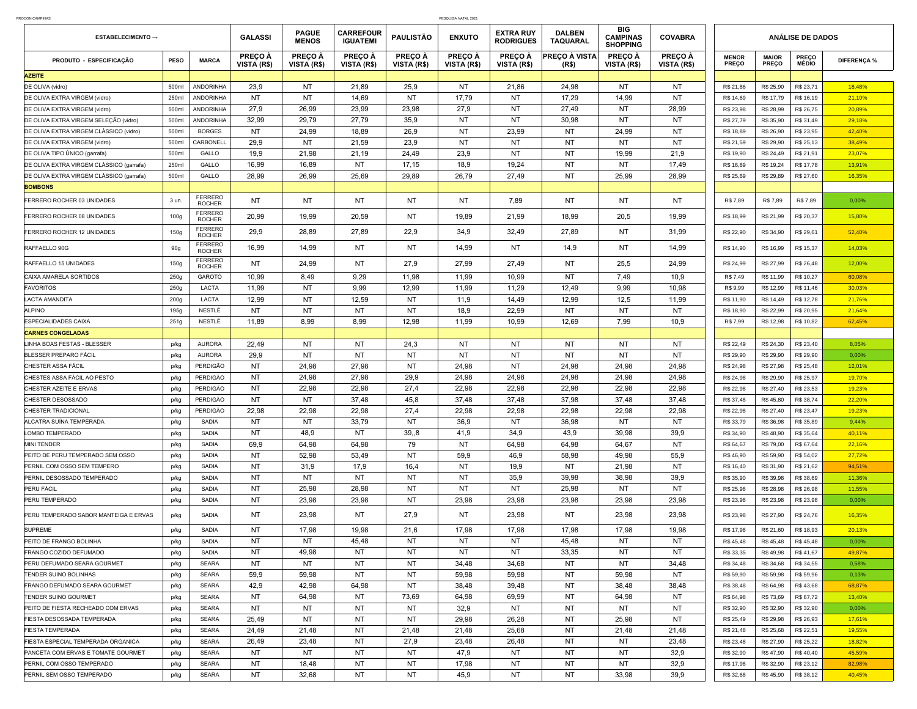| ESTABELECIMENTO → | | | GALASSI | PAGUE MENOS | CARREFOUR IGUATEMI | PAULISTÃO | ENXUTO | EXTRA RUY RODRIGUES | DALBEN TAQUARAL | BIG CAMPINAS SHOPPING | COVABRA | ANÁLISE DE DADOS | | | |
|---|---|---|---|---|---|---|---|---|---|---|---|---|---|---|---|
| PRODUTO - ESPECIFICAÇÃO | PESO | MARCA | PREÇO À VISTA (R$) | PREÇO À VISTA (R$) | PREÇO À VISTA (R$) | PREÇO À VISTA (R$) | PREÇO À VISTA (R$) | PREÇO À VISTA (R$) | PREÇO À VISTA (R$) | PREÇO À VISTA (R$) | PREÇO À VISTA (R$) | MENOR PREÇO | MAIOR PREÇO | PREÇO MÉDIO | DIFERENÇA % |
| **AZEITE** | | | | | | | | | | | | | | | |
| DE OLIVA (vidro) | 500ml | ANDORINHA | 23,9 | NT | 21,89 | 25,9 | NT | 21,86 | 24,98 | NT | NT | R$ 21,86 | R$ 25,90 | R$ 23,71 | 18,48% |
| DE OLIVA EXTRA VIRGEM (vidro) | 250ml | ANDORINHA | NT | NT | 14,69 | NT | 17,79 | NT | 17,29 | 14,99 | NT | R$ 14,69 | R$ 17,79 | R$ 16,19 | 21,10% |
| DE OLIVA EXTRA VIRGEM (vidro) | 500ml | ANDORINHA | 27,9 | 26,99 | 23,99 | 23,98 | 27,9 | NT | 27,49 | NT | 28,99 | R$ 23,98 | R$ 28,99 | R$ 26,75 | 20,89% |
| DE OLIVA EXTRA VIRGEM SELEÇÃO (vidro) | 500ml | ANDORINHA | 32,99 | 29,79 | 27,79 | 35,9 | NT | NT | 30,98 | NT | NT | R$ 27,79 | R$ 35,90 | R$ 31,49 | 29,18% |
| DE OLIVA EXTRA VIRGEM CLÁSSICO (vidro) | 500ml | BORGES | NT | 24,99 | 18,89 | 26,9 | NT | 23,99 | NT | 24,99 | NT | R$ 18,89 | R$ 26,90 | R$ 23,95 | 42,40% |
| DE OLIVA EXTRA VIRGEM (vidro) | 500ml | CARBONELL | 29,9 | NT | 21,59 | 23,9 | NT | NT | NT | NT | NT | R$ 21,59 | R$ 29,90 | R$ 25,13 | 38,49% |
| DE OLIVA TIPO ÚNICO (garrafa) | 500ml | GALLO | 19,9 | 21,98 | 21,19 | 24,49 | 23,9 | NT | NT | 19,99 | 21,9 | R$ 19,90 | R$ 24,49 | R$ 21,91 | 23,07% |
| DE OLIVA EXTRA VIRGEM CLÁSSICO (garrafa) | 250ml | GALLO | 16,99 | 16,89 | NT | 17,15 | 18,9 | 19,24 | NT | NT | 17,49 | R$ 16,89 | R$ 19,24 | R$ 17,78 | 13,91% |
| DE OLIVA EXTRA VIRGEM CLÁSSICO (garrafa) | 500ml | GALLO | 28,99 | 26,99 | 25,69 | 29,89 | 26,79 | 27,49 | NT | 25,99 | 28,99 | R$ 25,69 | R$ 29,89 | R$ 27,60 | 16,35% |
| **BOMBONS** | | | | | | | | | | | | | | | |
| FERRERO ROCHER 03 UNIDADES | 3 un. | FERRERO ROCHER | NT | NT | NT | NT | NT | 7,89 | NT | NT | NT | R$ 7,89 | R$ 7,89 | R$ 7,89 | 0,00% |
| FERRERO ROCHER 08 UNIDADES | 100g | FERRERO ROCHER | 20,99 | 19,99 | 20,59 | NT | 19,89 | 21,99 | 18,99 | 20,5 | 19,99 | R$ 18,99 | R$ 21,99 | R$ 20,37 | 15,80% |
| FERRERO ROCHER 12 UNIDADES | 150g | FERRERO ROCHER | 29,9 | 28,89 | 27,89 | 22,9 | 34,9 | 32,49 | 27,89 | NT | 31,99 | R$ 22,90 | R$ 34,90 | R$ 29,61 | 52,40% |
| RAFFAELLO 90G | 90g | FERRERO ROCHER | 16,99 | 14,99 | NT | NT | 14,99 | NT | 14,9 | NT | 14,99 | R$ 14,90 | R$ 16,99 | R$ 15,37 | 14,03% |
| RAFFAELLO 15 UNIDADES | 150g | FERRERO ROCHER | NT | 24,99 | NT | 27,9 | 27,99 | 27,49 | NT | 25,5 | 24,99 | R$ 24,99 | R$ 27,99 | R$ 26,48 | 12,00% |
| CAIXA AMARELA SORTIDOS | 250g | GAROTO | 10,99 | 8,49 | 9,29 | 11,98 | 11,99 | 10,99 | NT | 7,49 | 10,9 | R$ 7,49 | R$ 11,99 | R$ 10,27 | 60,08% |
| FAVORITOS | 250g | LACTA | 11,99 | NT | 9,99 | 12,99 | 11,99 | 11,29 | 12,49 | 9,99 | 10,98 | R$ 9,99 | R$ 12,99 | R$ 11,46 | 30,03% |
| LACTA AMANDITA | 200g | LACTA | 12,99 | NT | 12,59 | NT | 11,9 | 14,49 | 12,99 | 12,5 | 11,99 | R$ 11,90 | R$ 14,49 | R$ 12,78 | 21,76% |
| ALPINO | 195g | NESTLÉ | NT | NT | NT | NT | 18,9 | 22,99 | NT | NT | NT | R$ 18,90 | R$ 22,99 | R$ 20,95 | 21,64% |
| ESPECIALIDADES CAIXA | 251g | NESTLÉ | 11,89 | 8,99 | 8,99 | 12,98 | 11,99 | 10,99 | 12,69 | 7,99 | 10,9 | R$ 7,99 | R$ 12,98 | R$ 10,82 | 62,45% |
| **CARNES CONGELADAS** | | | | | | | | | | | | | | | |
| LINHA BOAS FESTAS - BLESSER | p/kg | AURORA | 22,49 | NT | NT | 24,3 | NT | NT | NT | NT | NT | R$ 22,49 | R$ 24,30 | R$ 23,40 | 8,05% |
| BLESSER PREPARO FÁCIL | p/kg | AURORA | 29,9 | NT | NT | NT | NT | NT | NT | NT | NT | R$ 29,90 | R$ 29,90 | R$ 29,90 | 0,00% |
| CHESTER ASSA FÁCIL | p/kg | PERDIGÃO | NT | 24,98 | 27,98 | NT | 24,98 | NT | 24,98 | 24,98 | 24,98 | R$ 24,98 | R$ 27,98 | R$ 25,48 | 12,01% |
| CHESTES ASSA FÁCIL AO PESTO | p/kg | PERDIGÃO | NT | 24,98 | 27,98 | 29,9 | 24,98 | 24,98 | 24,98 | 24,98 | 24,98 | R$ 24,98 | R$ 29,90 | R$ 25,97 | 19,70% |
| CHESTER AZEITE E ERVAS | p/kg | PERDIGÃO | NT | 22,98 | 22,98 | 27,4 | 22,98 | 22,98 | 22,98 | 22,98 | 22,98 | R$ 22,98 | R$ 27,40 | R$ 23,53 | 19,23% |
| CHESTER DESOSSADO | p/kg | PERDIGÃO | NT | NT | 37,48 | 45,8 | 37,48 | 37,48 | 37,98 | 37,48 | 37,48 | R$ 37,48 | R$ 45,80 | R$ 38,74 | 22,20% |
| CHESTER TRADICIONAL | p/kg | PERDIGÃO | 22,98 | 22,98 | 22,98 | 27,4 | 22,98 | 22,98 | 22,98 | 22,98 | 22,98 | R$ 22,98 | R$ 27,40 | R$ 23,47 | 19,23% |
| ALCATRA SUÍNA TEMPERADA | p/kg | SADIA | NT | NT | 33,79 | NT | 36,9 | NT | 36,98 | NT | NT | R$ 33,79 | R$ 36,98 | R$ 35,89 | 9,44% |
| LOMBO TEMPERADO | p/kg | SADIA | NT | 48,9 | NT | 39,,8 | 41,9 | 34,9 | 43,9 | 39,98 | 39,9 | R$ 34,90 | R$ 48,90 | R$ 35,64 | 40,11% |
| MINI TENDER | p/kg | SADIA | 69,9 | 64,98 | 64,98 | 79 | NT | 64,98 | 64,98 | 64,67 | NT | R$ 64,67 | R$ 79,00 | R$ 67,64 | 22,16% |
| PEITO DE PERU TEMPERADO SEM OSSO | p/kg | SADIA | NT | 52,98 | 53,49 | NT | 59,9 | 46,9 | 58,98 | 49,98 | 55,9 | R$ 46,90 | R$ 59,90 | R$ 54,02 | 27,72% |
| PERNIL COM OSSO SEM TEMPERO | p/kg | SADIA | NT | 31,9 | 17,9 | 16,4 | NT | 19,9 | NT | 21,98 | NT | R$ 16,40 | R$ 31,90 | R$ 21,62 | 94,51% |
| PERNIL DESOSSADO TEMPERADO | p/kg | SADIA | NT | NT | NT | NT | NT | 35,9 | 39,98 | 38,98 | 39,9 | R$ 35,90 | R$ 39,98 | R$ 38,69 | 11,36% |
| PERU FÁCIL | p/kg | SADIA | NT | 25,98 | 28,98 | NT | NT | NT | 25,98 | NT | NT | R$ 25,98 | R$ 28,98 | R$ 26,98 | 11,55% |
| PERU TEMPERADO | p/kg | SADIA | NT | 23,98 | 23,98 | NT | 23,98 | 23,98 | 23,98 | 23,98 | 23,98 | R$ 23,98 | R$ 23,98 | R$ 23,98 | 0,00% |
| PERU TEMPERADO SABOR MANTEIGA E ERVAS | p/kg | SADIA | NT | 23,98 | NT | 27,9 | NT | 23,98 | NT | 23,98 | 23,98 | R$ 23,98 | R$ 27,90 | R$ 24,76 | 16,35% |
| SUPREME | p/kg | SADIA | NT | 17,98 | 19,98 | 21,6 | 17,98 | 17,98 | 17,98 | 17,98 | 19,98 | R$ 17,98 | R$ 21,60 | R$ 18,93 | 20,13% |
| PEITO DE FRANGO BOLINHA | p/kg | SADIA | NT | NT | 45,48 | NT | NT | NT | 45,48 | NT | NT | R$ 45,48 | R$ 45,48 | R$ 45,48 | 0,00% |
| FRANGO COZIDO DEFUMADO | p/kg | SADIA | NT | 49,98 | NT | NT | NT | NT | 33,35 | NT | NT | R$ 33,35 | R$ 49,98 | R$ 41,67 | 49,87% |
| PERU DEFUMADO SEARA GOURMET | p/kg | SEARA | NT | NT | NT | NT | 34,48 | 34,68 | NT | NT | 34,48 | R$ 34,48 | R$ 34,68 | R$ 34,55 | 0,58% |
| TENDER SUINO BOLINHAS | p/kg | SEARA | 59,9 | 59,98 | NT | NT | 59,98 | 59,98 | NT | 59,98 | NT | R$ 59,90 | R$ 59,98 | R$ 59,96 | 0,13% |
| FRANGO DEFUMADO SEARA GOURMET | p/kg | SEARA | 42,9 | 42,98 | 64,98 | NT | 38,48 | 39,48 | NT | 38,48 | 38,48 | R$ 38,48 | R$ 64,98 | R$ 43,68 | 68,87% |
| TENDER SUINO GOURMET | p/kg | SEARA | NT | 64,98 | NT | 73,69 | 64,98 | 69,99 | NT | 64,98 | NT | R$ 64,98 | R$ 73,69 | R$ 67,72 | 13,40% |
| PEITO DE FIESTA RECHEADO COM ERVAS | p/kg | SEARA | NT | NT | NT | NT | 32,9 | NT | NT | NT | NT | R$ 32,90 | R$ 32,90 | R$ 32,90 | 0,00% |
| FIESTA DESOSSADA TEMPERADA | p/kg | SEARA | 25,49 | NT | NT | NT | 29,98 | 26,28 | NT | 25,98 | NT | R$ 25,49 | R$ 29,98 | R$ 26,93 | 17,61% |
| FIESTA TEMPERADA | p/kg | SEARA | 24,49 | 21,48 | NT | 21,48 | 21,48 | 25,68 | NT | 21,48 | 21,48 | R$ 21,48 | R$ 25,68 | R$ 22,51 | 19,55% |
| FIESTA ESPECIAL TEMPERADA ORGANICA | p/kg | SEARA | 26,49 | 23,48 | NT | 27,9 | 23,48 | 26,48 | NT | NT | 23,48 | R$ 23,48 | R$ 27,90 | R$ 25,22 | 18,82% |
| PANCETA COM ERVAS E TOMATE GOURMET | p/kg | SEARA | NT | NT | NT | NT | 47,9 | NT | NT | NT | 32,9 | R$ 32,90 | R$ 47,90 | R$ 40,40 | 45,59% |
| PERNIL COM OSSO TEMPERADO | p/kg | SEARA | NT | 18,48 | NT | NT | 17,98 | NT | NT | NT | 32,9 | R$ 17,98 | R$ 32,90 | R$ 23,12 | 82,98% |
| PERNIL SEM OSSO TEMPERADO | p/kg | SEARA | NT | 32,68 | NT | NT | 45,9 | NT | NT | 33,98 | 39,9 | R$ 32,68 | R$ 45,90 | R$ 38,12 | 40,45% |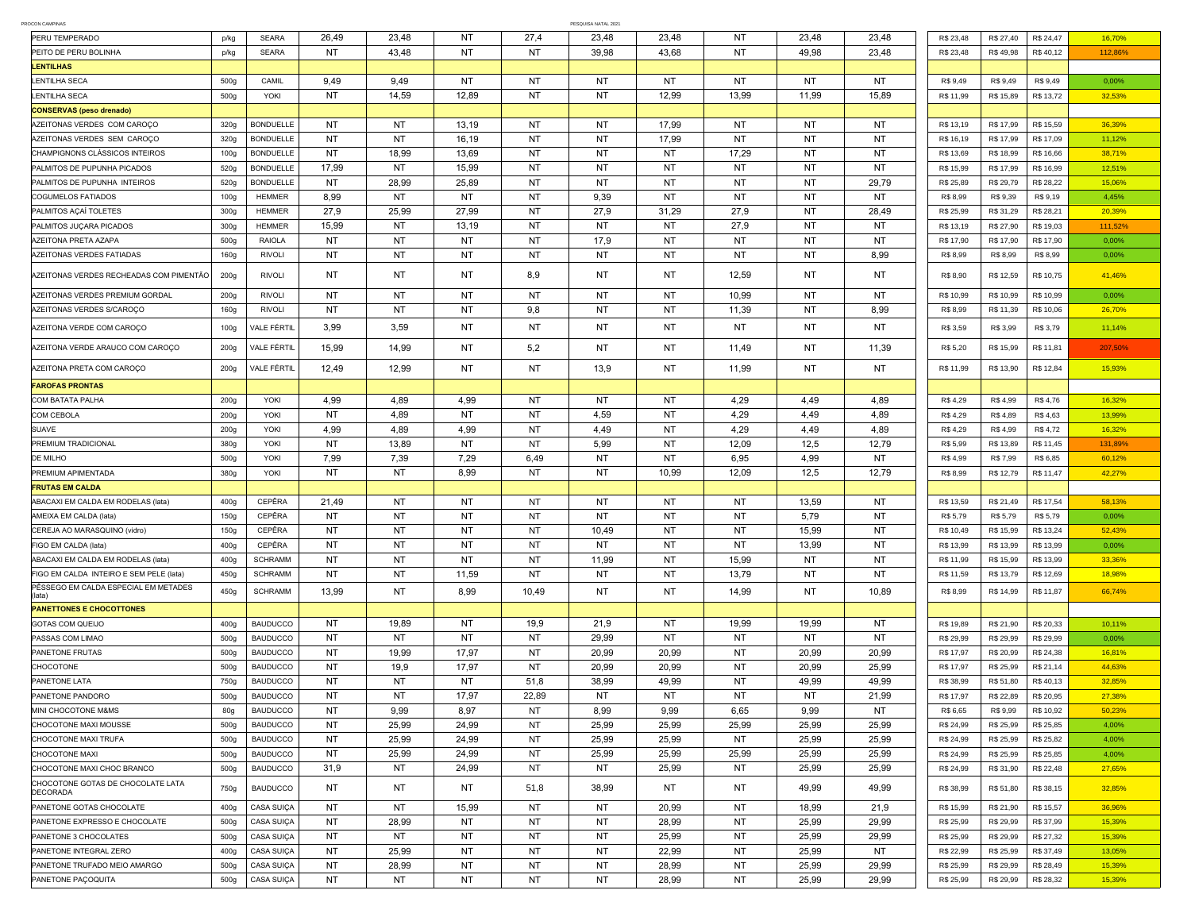| | | | | | | | | | | | | | | | | |
|---|---|---|---|---|---|---|---|---|---|---|---|---|---|---|---|---|
| PERU TEMPERADO | p/kg | SEARA | 26,49 | 23,48 | NT | 27,4 | 23,48 | 23,48 | NT | 23,48 | 23,48 | | R$ 23,48 | R$ 27,40 | R$ 24,47 | 16,70% |
| PEITO DE PERU BOLINHA | p/kg | SEARA | NT | 43,48 | NT | NT | 39,98 | 43,68 | NT | 49,98 | 23,48 | | R$ 23,48 | R$ 49,98 | R$ 40,12 | 112,86% |
| **LENTILHAS** | | | | | | | | | | | | | | | | |
| LENTILHA SECA | 500g | CAMIL | 9,49 | 9,49 | NT | NT | NT | NT | NT | NT | NT | | R$ 9,49 | R$ 9,49 | R$ 9,49 | 0,00% |
| LENTILHA SECA | 500g | YOKI | NT | 14,59 | 12,89 | NT | NT | 12,99 | 13,99 | 11,99 | 15,89 | | R$ 11,99 | R$ 15,89 | R$ 13,72 | 32,53% |
| **CONSERVAS (peso drenado)** | | | | | | | | | | | | | | | | |
| AZEITONAS VERDES COM CAROÇO | 320g | BONDUELLE | NT | NT | 13,19 | NT | NT | 17,99 | NT | NT | NT | | R$ 13,19 | R$ 17,99 | R$ 15,59 | 36,39% |
| AZEITONAS VERDES SEM CAROÇO | 320g | BONDUELLE | NT | NT | 16,19 | NT | NT | 17,99 | NT | NT | NT | | R$ 16,19 | R$ 17,99 | R$ 17,09 | 11,12% |
| CHAMPIGNONS CLÁSSICOS INTEIROS | 100g | BONDUELLE | NT | 18,99 | 13,69 | NT | NT | NT | 17,29 | NT | NT | | R$ 13,69 | R$ 18,99 | R$ 16,66 | 38,71% |
| PALMITOS DE PUPUNHA PICADOS | 520g | BONDUELLE | 17,99 | NT | 15,99 | NT | NT | NT | NT | NT | NT | | R$ 15,99 | R$ 17,99 | R$ 16,99 | 12,51% |
| PALMITOS DE PUPUNHA INTEIROS | 520g | BONDUELLE | NT | 28,99 | 25,89 | NT | NT | NT | NT | NT | 29,79 | | R$ 25,89 | R$ 29,79 | R$ 28,22 | 15,06% |
| COGUMELOS FATIADOS | 100g | HEMMER | 8,99 | NT | NT | NT | 9,39 | NT | NT | NT | NT | | R$ 8,99 | R$ 9,39 | R$ 9,19 | 4,45% |
| PALMITOS AÇAÍ TOLETES | 300g | HEMMER | 27,9 | 25,99 | 27,99 | NT | 27,9 | 31,29 | 27,9 | NT | 28,49 | | R$ 25,99 | R$ 31,29 | R$ 28,21 | 20,39% |
| PALMITOS JUÇARA PICADOS | 300g | HEMMER | 15,99 | NT | 13,19 | NT | NT | NT | 27,9 | NT | NT | | R$ 13,19 | R$ 27,90 | R$ 19,03 | 111,52% |
| AZEITONA PRETA AZAPA | 500g | RAIOLA | NT | NT | NT | NT | 17,9 | NT | NT | NT | NT | | R$ 17,90 | R$ 17,90 | R$ 17,90 | 0,00% |
| AZEITONAS VERDES FATIADAS | 160g | RIVOLI | NT | NT | NT | NT | NT | NT | NT | NT | 8,99 | | R$ 8,99 | R$ 8,99 | R$ 8,99 | 0,00% |
| AZEITONAS VERDES RECHEADAS COM PIMENTÃO | 200g | RIVOLI | NT | NT | NT | 8,9 | NT | NT | 12,59 | NT | NT | | R$ 8,90 | R$ 12,59 | R$ 10,75 | 41,46% |
| AZEITONAS VERDES PREMIUM GORDAL | 200g | RIVOLI | NT | NT | NT | NT | NT | NT | 10,99 | NT | NT | | R$ 10,99 | R$ 10,99 | R$ 10,99 | 0,00% |
| AZEITONAS VERDES S/CAROÇO | 160g | RIVOLI | NT | NT | NT | 9,8 | NT | NT | 11,39 | NT | 8,99 | | R$ 8,99 | R$ 11,39 | R$ 10,06 | 26,70% |
| AZEITONA VERDE COM CAROÇO | 100g | VALE FÉRTIL | 3,99 | 3,59 | NT | NT | NT | NT | NT | NT | NT | | R$ 3,59 | R$ 3,99 | R$ 3,79 | 11,14% |
| AZEITONA VERDE ARAUCO COM CAROÇO | 200g | VALE FÉRTIL | 15,99 | 14,99 | NT | 5,2 | NT | NT | 11,49 | NT | 11,39 | | R$ 5,20 | R$ 15,99 | R$ 11,81 | 207,50% |
| AZEITONA PRETA COM CAROÇO | 200g | VALE FÉRTIL | 12,49 | 12,99 | NT | NT | 13,9 | NT | 11,99 | NT | NT | | R$ 11,99 | R$ 13,90 | R$ 12,84 | 15,93% |
| **FAROFAS PRONTAS** | | | | | | | | | | | | | | | | |
| COM BATATA PALHA | 200g | YOKI | 4,99 | 4,89 | 4,99 | NT | NT | NT | 4,29 | 4,49 | 4,89 | | R$ 4,29 | R$ 4,99 | R$ 4,76 | 16,32% |
| COM CEBOLA | 200g | YOKI | NT | 4,89 | NT | NT | 4,59 | NT | 4,29 | 4,49 | 4,89 | | R$ 4,29 | R$ 4,89 | R$ 4,63 | 13,99% |
| SUAVE | 200g | YOKI | 4,99 | 4,89 | 4,99 | NT | 4,49 | NT | 4,29 | 4,49 | 4,89 | | R$ 4,29 | R$ 4,99 | R$ 4,72 | 16,32% |
| PREMIUM TRADICIONAL | 380g | YOKI | NT | 13,89 | NT | NT | 5,99 | NT | 12,09 | 12,5 | 12,79 | | R$ 5,99 | R$ 13,89 | R$ 11,45 | 131,89% |
| DE MILHO | 500g | YOKI | 7,99 | 7,39 | 7,29 | 6,49 | NT | NT | 6,95 | 4,99 | NT | | R$ 4,99 | R$ 7,99 | R$ 6,85 | 60,12% |
| PREMIUM APIMENTADA | 380g | YOKI | NT | NT | 8,99 | NT | NT | 10,99 | 12,09 | 12,5 | 12,79 | | R$ 8,99 | R$ 12,79 | R$ 11,47 | 42,27% |
| **FRUTAS EM CALDA** | | | | | | | | | | | | | | | | |
| ABACAXI EM CALDA EM RODELAS (lata) | 400g | CEPÊRA | 21,49 | NT | NT | NT | NT | NT | NT | 13,59 | NT | | R$ 13,59 | R$ 21,49 | R$ 17,54 | 58,13% |
| AMEIXA EM CALDA (lata) | 150g | CEPÊRA | NT | NT | NT | NT | NT | NT | NT | 5,79 | NT | | R$ 5,79 | R$ 5,79 | R$ 5,79 | 0,00% |
| CEREJA AO MARASQUINO (vidro) | 150g | CEPÊRA | NT | NT | NT | NT | 10,49 | NT | NT | 15,99 | NT | | R$ 10,49 | R$ 15,99 | R$ 13,24 | 52,43% |
| FIGO EM CALDA (lata) | 400g | CEPÊRA | NT | NT | NT | NT | NT | NT | NT | 13,99 | NT | | R$ 13,99 | R$ 13,99 | R$ 13,99 | 0,00% |
| ABACAXI EM CALDA EM RODELAS (lata) | 400g | SCHRAMM | NT | NT | NT | NT | 11,99 | NT | 15,99 | NT | NT | | R$ 11,99 | R$ 15,99 | R$ 13,99 | 33,36% |
| FIGO EM CALDA INTEIRO E SEM PELE (lata) | 450g | SCHRAMM | NT | NT | 11,59 | NT | NT | NT | 13,79 | NT | NT | | R$ 11,59 | R$ 13,79 | R$ 12,69 | 18,98% |
| PÊSSEGO EM CALDA ESPECIAL EM METADES (lata) | 450g | SCHRAMM | 13,99 | NT | 8,99 | 10,49 | NT | NT | 14,99 | NT | 10,89 | | R$ 8,99 | R$ 14,99 | R$ 11,87 | 66,74% |
| **PANETTONES E CHOCOTTONES** | | | | | | | | | | | | | | | | |
| GOTAS COM QUEIJO | 400g | BAUDUCCO | NT | 19,89 | NT | 19,9 | 21,9 | NT | 19,99 | 19,99 | NT | | R$ 19,89 | R$ 21,90 | R$ 20,33 | 10,11% |
| PASSAS COM LIMAO | 500g | BAUDUCCO | NT | NT | NT | NT | 29,99 | NT | NT | NT | NT | | R$ 29,99 | R$ 29,99 | R$ 29,99 | 0,00% |
| PANETONE FRUTAS | 500g | BAUDUCCO | NT | 19,99 | 17,97 | NT | 20,99 | 20,99 | NT | 20,99 | 20,99 | | R$ 17,97 | R$ 20,99 | R$ 24,38 | 16,81% |
| CHOCOTONE | 500g | BAUDUCCO | NT | 19,9 | 17,97 | NT | 20,99 | 20,99 | NT | 20,99 | 25,99 | | R$ 17,97 | R$ 25,99 | R$ 21,14 | 44,63% |
| PANETONE LATA | 750g | BAUDUCCO | NT | NT | NT | 51,8 | 38,99 | 49,99 | NT | 49,99 | 49,99 | | R$ 38,99 | R$ 51,80 | R$ 40,13 | 32,85% |
| PANETONE PANDORO | 500g | BAUDUCCO | NT | NT | 17,97 | 22,89 | NT | NT | NT | NT | 21,99 | | R$ 17,97 | R$ 22,89 | R$ 20,95 | 27,38% |
| MINI CHOCOTONE M&MS | 80g | BAUDUCCO | NT | 9,99 | 8,97 | NT | 8,99 | 9,99 | 6,65 | 9,99 | NT | | R$ 6,65 | R$ 9,99 | R$ 10,92 | 50,23% |
| CHOCOTONE MAXI MOUSSE | 500g | BAUDUCCO | NT | 25,99 | 24,99 | NT | 25,99 | 25,99 | 25,99 | 25,99 | 25,99 | | R$ 24,99 | R$ 25,99 | R$ 25,85 | 4,00% |
| CHOCOTONE MAXI TRUFA | 500g | BAUDUCCO | NT | 25,99 | 24,99 | NT | 25,99 | 25,99 | NT | 25,99 | 25,99 | | R$ 24,99 | R$ 25,99 | R$ 25,82 | 4,00% |
| CHOCOTONE MAXI | 500g | BAUDUCCO | NT | 25,99 | 24,99 | NT | 25,99 | 25,99 | 25,99 | 25,99 | 25,99 | | R$ 24,99 | R$ 25,99 | R$ 25,85 | 4,00% |
| CHOCOTONE MAXI CHOC BRANCO | 500g | BAUDUCCO | 31,9 | NT | 24,99 | NT | NT | 25,99 | NT | 25,99 | 25,99 | | R$ 24,99 | R$ 31,90 | R$ 22,48 | 27,65% |
| CHOCOTONE GOTAS DE CHOCOLATE LATA DECORADA | 750g | BAUDUCCO | NT | NT | NT | 51,8 | 38,99 | NT | NT | 49,99 | 49,99 | | R$ 38,99 | R$ 51,80 | R$ 38,15 | 32,85% |
| PANETONE GOTAS CHOCOLATE | 400g | CASA SUIÇA | NT | NT | 15,99 | NT | NT | 20,99 | NT | 18,99 | 21,9 | | R$ 15,99 | R$ 21,90 | R$ 15,57 | 36,96% |
| PANETONE EXPRESSO E CHOCOLATE | 500g | CASA SUIÇA | NT | 28,99 | NT | NT | NT | 28,99 | NT | 25,99 | 29,99 | | R$ 25,99 | R$ 29,99 | R$ 37,99 | 15,39% |
| PANETONE 3 CHOCOLATES | 500g | CASA SUIÇA | NT | NT | NT | NT | NT | 25,99 | NT | 25,99 | 29,99 | | R$ 25,99 | R$ 29,99 | R$ 27,32 | 15,39% |
| PANETONE INTEGRAL ZERO | 400g | CASA SUIÇA | NT | 25,99 | NT | NT | NT | 22,99 | NT | 25,99 | NT | | R$ 22,99 | R$ 25,99 | R$ 37,49 | 13,05% |
| PANETONE TRUFADO MEIO AMARGO | 500g | CASA SUIÇA | NT | 28,99 | NT | NT | NT | 28,99 | NT | 25,99 | 29,99 | | R$ 25,99 | R$ 29,99 | R$ 28,49 | 15,39% |
| PANETONE PAÇOQUITA | 500g | CASA SUIÇA | NT | NT | NT | NT | NT | 28,99 | NT | 25,99 | 29,99 | | R$ 25,99 | R$ 29,99 | R$ 28,32 | 15,39% |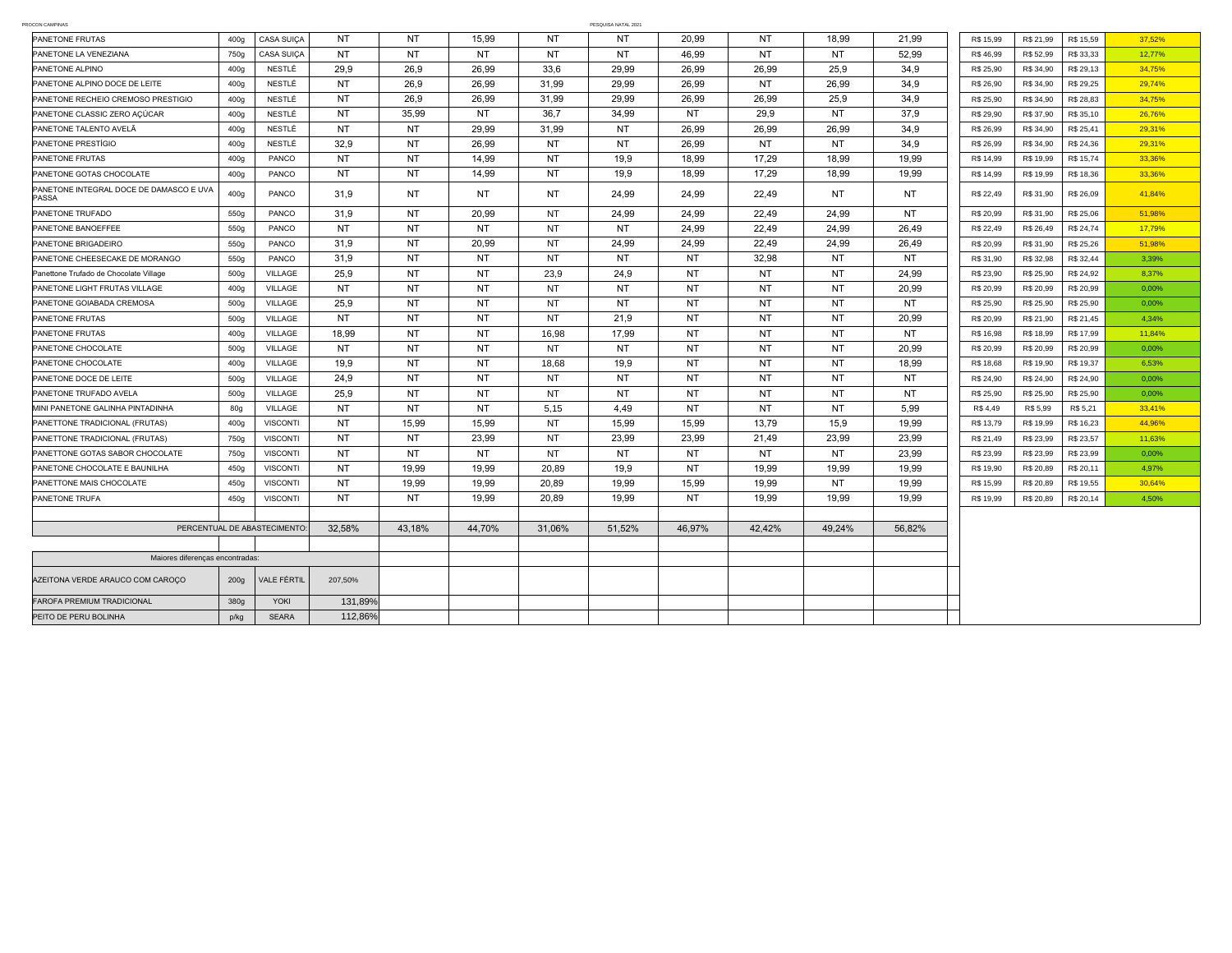| | | | | | | | | | | | | | | | | |
|---|---|---|---|---|---|---|---|---|---|---|---|---|---|---|---|---|
| PANETONE FRUTAS | 400g | CASA SUIÇA | NT | NT | 15,99 | NT | NT | 20,99 | NT | 18,99 | 21,99 | R$ 15,99 | R$ 21,99 | R$ 15,59 | 37,52% |
| PANETONE LA VENEZIANA | 750g | CASA SUIÇA | NT | NT | NT | NT | NT | 46,99 | NT | NT | 52,99 | R$ 46,99 | R$ 52,99 | R$ 33,33 | 12,77% |
| PANETONE ALPINO | 400g | NESTLÉ | 29,9 | 26,9 | 26,99 | 33,6 | 29,99 | 26,99 | 26,99 | 25,9 | 34,9 | R$ 25,90 | R$ 34,90 | R$ 29,13 | 34,75% |
| PANETONE ALPINO DOCE DE LEITE | 400g | NESTLÉ | NT | 26,9 | 26,99 | 31,99 | 29,99 | 26,99 | NT | 26,99 | 34,9 | R$ 26,90 | R$ 34,90 | R$ 29,25 | 29,74% |
| PANETONE RECHEIO CREMOSO PRESTIGIO | 400g | NESTLÉ | NT | 26,9 | 26,99 | 31,99 | 29,99 | 26,99 | 26,99 | 25,9 | 34,9 | R$ 25,90 | R$ 34,90 | R$ 28,83 | 34,75% |
| PANETONE CLASSIC ZERO AÇÚCAR | 400g | NESTLÉ | NT | 35,99 | NT | 36,7 | 34,99 | NT | 29,9 | NT | 37,9 | R$ 29,90 | R$ 37,90 | R$ 35,10 | 26,76% |
| PANETONE TALENTO AVELÃ | 400g | NESTLÉ | NT | NT | 29,99 | 31,99 | NT | 26,99 | 26,99 | 26,99 | 34,9 | R$ 26,99 | R$ 34,90 | R$ 25,41 | 29,31% |
| PANETONE PRESTÍGIO | 400g | NESTLÉ | 32,9 | NT | 26,99 | NT | NT | 26,99 | NT | NT | 34,9 | R$ 26,99 | R$ 34,90 | R$ 24,36 | 29,31% |
| PANETONE FRUTAS | 400g | PANCO | NT | NT | 14,99 | NT | 19,9 | 18,99 | 17,29 | 18,99 | 19,99 | R$ 14,99 | R$ 19,99 | R$ 15,74 | 33,36% |
| PANETONE GOTAS CHOCOLATE | 400g | PANCO | NT | NT | 14,99 | NT | 19,9 | 18,99 | 17,29 | 18,99 | 19,99 | R$ 14,99 | R$ 19,99 | R$ 18,36 | 33,36% |
| PANETONE INTEGRAL DOCE DE DAMASCO E UVA PASSA | 400g | PANCO | 31,9 | NT | NT | NT | 24,99 | 24,99 | 22,49 | NT | NT | R$ 22,49 | R$ 31,90 | R$ 26,09 | 41,84% |
| PANETONE TRUFADO | 550g | PANCO | 31,9 | NT | 20,99 | NT | 24,99 | 24,99 | 22,49 | 24,99 | NT | R$ 20,99 | R$ 31,90 | R$ 25,06 | 51,98% |
| PANETONE BANOEFFEE | 550g | PANCO | NT | NT | NT | NT | NT | 24,99 | 22,49 | 24,99 | 26,49 | R$ 22,49 | R$ 26,49 | R$ 24,74 | 17,79% |
| PANETONE BRIGADEIRO | 550g | PANCO | 31,9 | NT | 20,99 | NT | 24,99 | 24,99 | 22,49 | 24,99 | 26,49 | R$ 20,99 | R$ 31,90 | R$ 25,26 | 51,98% |
| PANETONE CHEESECAKE DE MORANGO | 550g | PANCO | 31,9 | NT | NT | NT | NT | NT | 32,98 | NT | NT | R$ 31,90 | R$ 32,98 | R$ 32,44 | 3,39% |
| Panettone Trufado de Chocolate Village | 500g | VILLAGE | 25,9 | NT | NT | 23,9 | 24,9 | NT | NT | NT | 24,99 | R$ 23,90 | R$ 25,90 | R$ 24,92 | 8,37% |
| PANETONE LIGHT FRUTAS VILLAGE | 400g | VILLAGE | NT | NT | NT | NT | NT | NT | NT | NT | 20,99 | R$ 20,99 | R$ 20,99 | R$ 20,99 | 0,00% |
| PANETONE GOIABADA CREMOSA | 500g | VILLAGE | 25,9 | NT | NT | NT | NT | NT | NT | NT | NT | R$ 25,90 | R$ 25,90 | R$ 25,90 | 0,00% |
| PANETONE FRUTAS | 500g | VILLAGE | NT | NT | NT | NT | 21,9 | NT | NT | NT | 20,99 | R$ 20,99 | R$ 21,90 | R$ 21,45 | 4,34% |
| PANETONE FRUTAS | 400g | VILLAGE | 18,99 | NT | NT | 16,98 | 17,99 | NT | NT | NT | NT | R$ 16,98 | R$ 18,99 | R$ 17,99 | 11,84% |
| PANETONE CHOCOLATE | 500g | VILLAGE | NT | NT | NT | NT | NT | NT | NT | NT | 20,99 | R$ 20,99 | R$ 20,99 | R$ 20,99 | 0,00% |
| PANETONE CHOCOLATE | 400g | VILLAGE | 19,9 | NT | NT | 18,68 | 19,9 | NT | NT | NT | 18,99 | R$ 18,68 | R$ 19,90 | R$ 19,37 | 6,53% |
| PANETONE DOCE DE LEITE | 500g | VILLAGE | 24,9 | NT | NT | NT | NT | NT | NT | NT | NT | R$ 24,90 | R$ 24,90 | R$ 24,90 | 0,00% |
| PANETONE TRUFADO AVELA | 500g | VILLAGE | 25,9 | NT | NT | NT | NT | NT | NT | NT | NT | R$ 25,90 | R$ 25,90 | R$ 25,90 | 0,00% |
| MINI PANETONE GALINHA PINTADINHA | 80g | VILLAGE | NT | NT | NT | 5,15 | 4,49 | NT | NT | NT | 5,99 | R$ 4,49 | R$ 5,99 | R$ 5,21 | 33,41% |
| PANETTONE TRADICIONAL (FRUTAS) | 400g | VISCONTI | NT | 15,99 | 15,99 | NT | 15,99 | 15,99 | 13,79 | 15,9 | 19,99 | R$ 13,79 | R$ 19,99 | R$ 16,23 | 44,96% |
| PANETTONE TRADICIONAL (FRUTAS) | 750g | VISCONTI | NT | NT | 23,99 | NT | 23,99 | 23,99 | 21,49 | 23,99 | 23,99 | R$ 21,49 | R$ 23,99 | R$ 23,57 | 11,63% |
| PANETTONE GOTAS SABOR CHOCOLATE | 750g | VISCONTI | NT | NT | NT | NT | NT | NT | NT | NT | 23,99 | R$ 23,99 | R$ 23,99 | R$ 23,99 | 0,00% |
| PANETONE CHOCOLATE E BAUNILHA | 450g | VISCONTI | NT | 19,99 | 19,99 | 20,89 | 19,9 | NT | 19,99 | 19,99 | 19,99 | R$ 19,90 | R$ 20,89 | R$ 20,11 | 4,97% |
| PANETTONE MAIS CHOCOLATE | 450g | VISCONTI | NT | 19,99 | 19,99 | 20,89 | 19,99 | 15,99 | 19,99 | NT | 19,99 | R$ 15,99 | R$ 20,89 | R$ 19,55 | 30,64% |
| PANETONE TRUFA | 450g | VISCONTI | NT | NT | 19,99 | 20,89 | 19,99 | NT | 19,99 | 19,99 | 19,99 | R$ 19,99 | R$ 20,89 | R$ 20,14 | 4,50% |
| PERCENTUAL DE ABASTECIMENTO: | | | 32,58% | 43,18% | 44,70% | 31,06% | 51,52% | 46,97% | 42,42% | 49,24% | 56,82% | | | | |
| Maiores diferenças encontradas: | | | | | | | | | | | | | | | |
| AZEITONA VERDE ARAUCO COM CAROÇO | 200g | VALE FÉRTIL | 207,50% | | | | | | | | | | | | |
| FAROFA PREMIUM TRADICIONAL | 380g | YOKI | 131,89% | | | | | | | | | | | | |
| PEITO DE PERU BOLINHA | p/kg | SEARA | 112,86% | | | | | | | | | | | | |